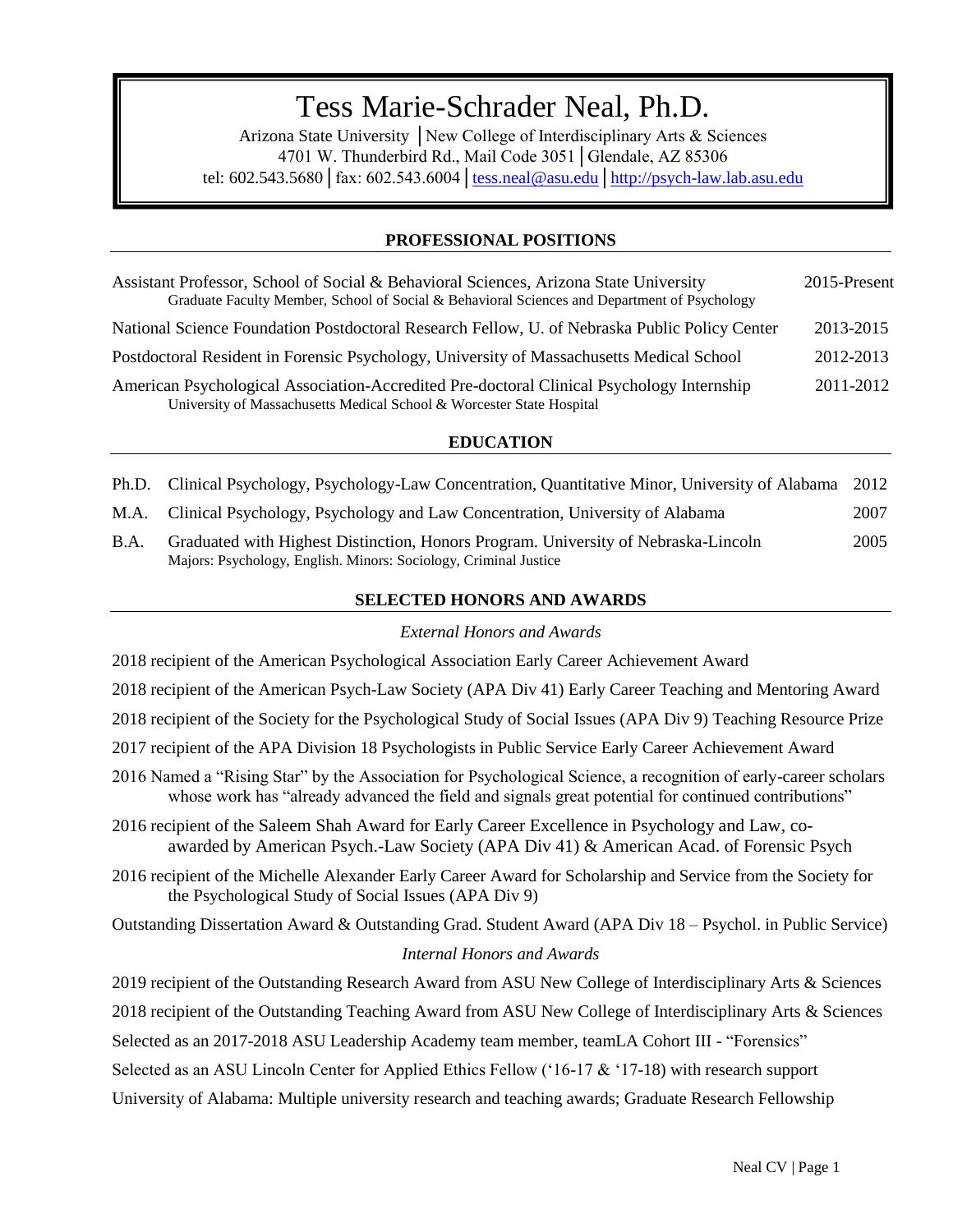# Tess Marie-Schrader Neal, Ph.D.

Arizona State University │New College of Interdisciplinary Arts & Sciences
4701 W. Thunderbird Rd., Mail Code 3051│Glendale, AZ 85306
tel: 602.543.5680│fax: 602.543.6004│tess.neal@asu.edu│http://psych-law.lab.asu.edu

## PROFESSIONAL POSITIONS

Assistant Professor, School of Social & Behavioral Sciences, Arizona State University — 2015-Present
Graduate Faculty Member, School of Social & Behavioral Sciences and Department of Psychology

National Science Foundation Postdoctoral Research Fellow, U. of Nebraska Public Policy Center — 2013-2015

Postdoctoral Resident in Forensic Psychology, University of Massachusetts Medical School — 2012-2013

American Psychological Association-Accredited Pre-doctoral Clinical Psychology Internship — 2011-2012
University of Massachusetts Medical School & Worcester State Hospital

## EDUCATION

Ph.D. Clinical Psychology, Psychology-Law Concentration, Quantitative Minor, University of Alabama — 2012

M.A. Clinical Psychology, Psychology and Law Concentration, University of Alabama — 2007

B.A. Graduated with Highest Distinction, Honors Program. University of Nebraska-Lincoln — 2005
Majors: Psychology, English. Minors: Sociology, Criminal Justice

## SELECTED HONORS AND AWARDS

*External Honors and Awards*

2018 recipient of the American Psychological Association Early Career Achievement Award

2018 recipient of the American Psych-Law Society (APA Div 41) Early Career Teaching and Mentoring Award

2018 recipient of the Society for the Psychological Study of Social Issues (APA Div 9) Teaching Resource Prize

2017 recipient of the APA Division 18 Psychologists in Public Service Early Career Achievement Award

2016 Named a "Rising Star" by the Association for Psychological Science, a recognition of early-career scholars whose work has "already advanced the field and signals great potential for continued contributions"

2016 recipient of the Saleem Shah Award for Early Career Excellence in Psychology and Law, co-awarded by American Psych.-Law Society (APA Div 41) & American Acad. of Forensic Psych

2016 recipient of the Michelle Alexander Early Career Award for Scholarship and Service from the Society for the Psychological Study of Social Issues (APA Div 9)

Outstanding Dissertation Award & Outstanding Grad. Student Award (APA Div 18 – Psychol. in Public Service)

*Internal Honors and Awards*

2019 recipient of the Outstanding Research Award from ASU New College of Interdisciplinary Arts & Sciences

2018 recipient of the Outstanding Teaching Award from ASU New College of Interdisciplinary Arts & Sciences

Selected as an 2017-2018 ASU Leadership Academy team member, teamLA Cohort III - "Forensics"

Selected as an ASU Lincoln Center for Applied Ethics Fellow ('16-17 & '17-18) with research support

University of Alabama: Multiple university research and teaching awards; Graduate Research Fellowship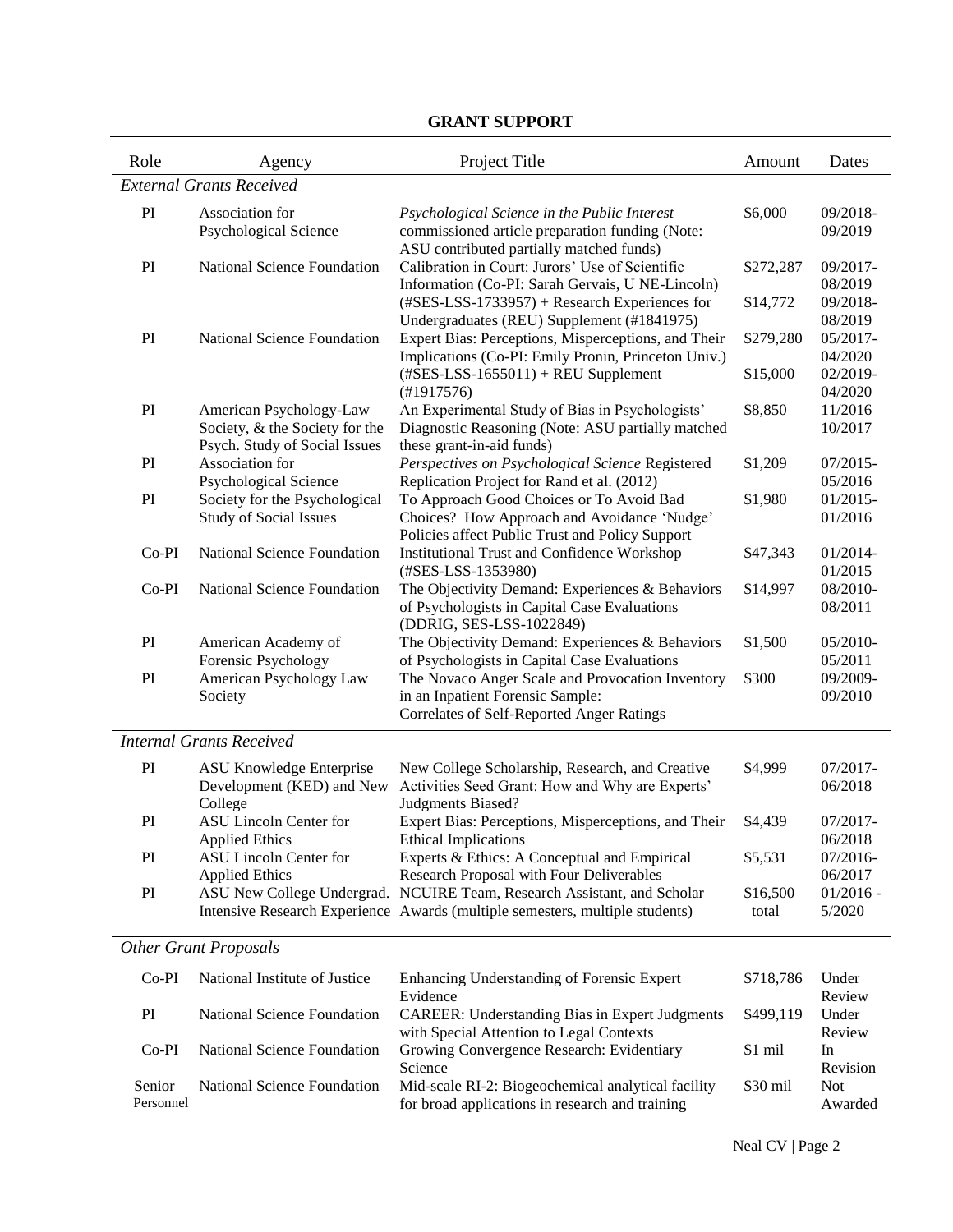## GRANT SUPPORT

| Role | Agency | Project Title | Amount | Dates |
|---|---|---|---|---|
| *External Grants Received* | | | | |
| PI | Association for Psychological Science | *Psychological Science in the Public Interest* commissioned article preparation funding (Note: ASU contributed partially matched funds) | $6,000 | 09/2018-09/2019 |
| PI | National Science Foundation | Calibration in Court: Jurors' Use of Scientific Information (Co-PI: Sarah Gervais, U NE-Lincoln) (#SES-LSS-1733957) + Research Experiences for Undergraduates (REU) Supplement (#1841975) | $272,287<br>$14,772 | 09/2017-08/2019<br>09/2018-08/2019 |
| PI | National Science Foundation | Expert Bias: Perceptions, Misperceptions, and Their Implications (Co-PI: Emily Pronin, Princeton Univ.) (#SES-LSS-1655011) + REU Supplement (#1917576) | $279,280<br>$15,000 | 05/2017-04/2020<br>02/2019-04/2020 |
| PI | American Psychology-Law Society, & the Society for the Psych. Study of Social Issues | An Experimental Study of Bias in Psychologists' Diagnostic Reasoning (Note: ASU partially matched these grant-in-aid funds) | $8,850 | 11/2016 – 10/2017 |
| PI | Association for Psychological Science | *Perspectives on Psychological Science* Registered Replication Project for Rand et al. (2012) | $1,209 | 07/2015-05/2016 |
| PI | Society for the Psychological Study of Social Issues | To Approach Good Choices or To Avoid Bad Choices? How Approach and Avoidance 'Nudge' Policies affect Public Trust and Policy Support | $1,980 | 01/2015-01/2016 |
| Co-PI | National Science Foundation | Institutional Trust and Confidence Workshop (#SES-LSS-1353980) | $47,343 | 01/2014-01/2015 |
| Co-PI | National Science Foundation | The Objectivity Demand: Experiences & Behaviors of Psychologists in Capital Case Evaluations (DDRIG, SES-LSS-1022849) | $14,997 | 08/2010-08/2011 |
| PI | American Academy of Forensic Psychology | The Objectivity Demand: Experiences & Behaviors of Psychologists in Capital Case Evaluations | $1,500 | 05/2010-05/2011 |
| PI | American Psychology Law Society | The Novaco Anger Scale and Provocation Inventory in an Inpatient Forensic Sample: Correlates of Self-Reported Anger Ratings | $300 | 09/2009-09/2010 |
| *Internal Grants Received* | | | | |
| PI | ASU Knowledge Enterprise Development (KED) and New College | New College Scholarship, Research, and Creative Activities Seed Grant: How and Why are Experts' Judgments Biased? | $4,999 | 07/2017-06/2018 |
| PI | ASU Lincoln Center for Applied Ethics | Expert Bias: Perceptions, Misperceptions, and Their Ethical Implications | $4,439 | 07/2017-06/2018 |
| PI | ASU Lincoln Center for Applied Ethics | Experts & Ethics: A Conceptual and Empirical Research Proposal with Four Deliverables | $5,531 | 07/2016-06/2017 |
| PI | ASU New College Undergrad. Intensive Research Experience | NCUIRE Team, Research Assistant, and Scholar Awards (multiple semesters, multiple students) | $16,500 total | 01/2016 - 5/2020 |
| *Other Grant Proposals* | | | | |
| Co-PI | National Institute of Justice | Enhancing Understanding of Forensic Expert Evidence | $718,786 | Under Review |
| PI | National Science Foundation | CAREER: Understanding Bias in Expert Judgments with Special Attention to Legal Contexts | $499,119 | Under Review |
| Co-PI | National Science Foundation | Growing Convergence Research: Evidentiary Science | $1 mil | In Revision |
| Senior Personnel | National Science Foundation | Mid-scale RI-2: Biogeochemical analytical facility for broad applications in research and training | $30 mil | Not Awarded |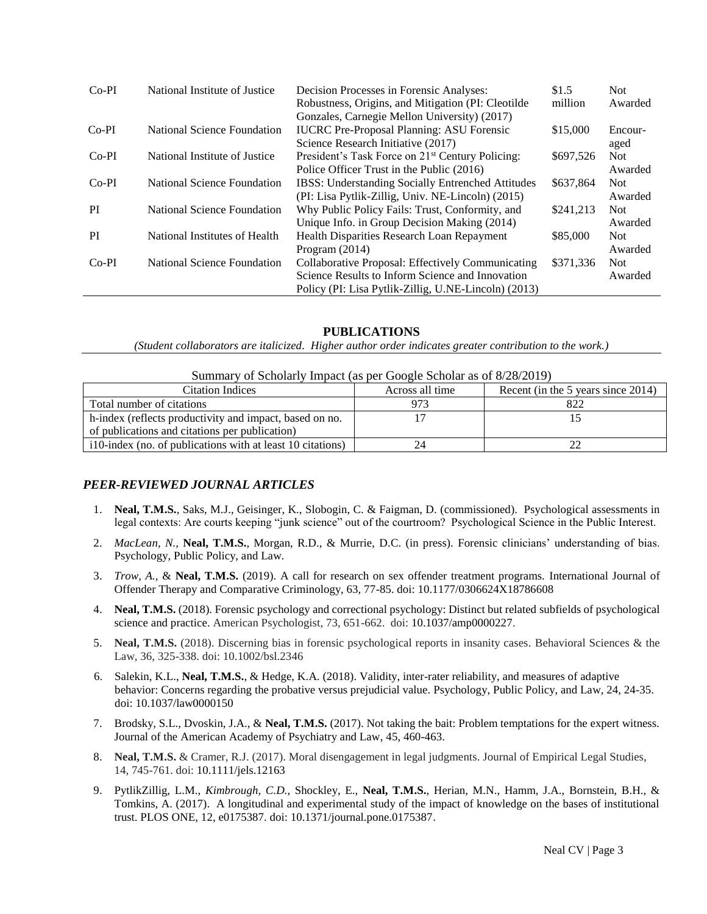| Co-PI | National Institute of Justice | Decision Processes in Forensic Analyses: Robustness, Origins, and Mitigation (PI: Cleotilde Gonzales, Carnegie Mellon University) (2017) | $1.5 million | Not Awarded |
|---|---|---|---|---|
| Co-PI | National Science Foundation | IUCRC Pre-Proposal Planning: ASU Forensic Science Research Initiative (2017) | $15,000 | Encouraged |
| Co-PI | National Institute of Justice | President's Task Force on 21st Century Policing: Police Officer Trust in the Public (2016) | $697,526 | Not Awarded |
| Co-PI | National Science Foundation | IBSS: Understanding Socially Entrenched Attitudes (PI: Lisa Pytlik-Zillig, Univ. NE-Lincoln) (2015) | $637,864 | Not Awarded |
| PI | National Science Foundation | Why Public Policy Fails: Trust, Conformity, and Unique Info. in Group Decision Making (2014) | $241,213 | Not Awarded |
| PI | National Institutes of Health | Health Disparities Research Loan Repayment Program (2014) | $85,000 | Not Awarded |
| Co-PI | National Science Foundation | Collaborative Proposal: Effectively Communicating Science Results to Inform Science and Innovation Policy (PI: Lisa Pytlik-Zillig, U.NE-Lincoln) (2013) | $371,336 | Not Awarded |

## PUBLICATIONS

*(Student collaborators are italicized. Higher author order indicates greater contribution to the work.)*

Summary of Scholarly Impact (as per Google Scholar as of 8/28/2019)

| Citation Indices | Across all time | Recent (in the 5 years since 2014) |
|---|---|---|
| Total number of citations | 973 | 822 |
| h-index (reflects productivity and impact, based on no. of publications and citations per publication) | 17 | 15 |
| i10-index (no. of publications with at least 10 citations) | 24 | 22 |

### *PEER-REVIEWED JOURNAL ARTICLES*

1. **Neal, T.M.S.**, Saks, M.J., Geisinger, K., Slobogin, C. & Faigman, D. (commissioned). Psychological assessments in legal contexts: Are courts keeping "junk science" out of the courtroom? Psychological Science in the Public Interest.
2. *MacLean, N.*, **Neal, T.M.S.**, Morgan, R.D., & Murrie, D.C. (in press). Forensic clinicians' understanding of bias. Psychology, Public Policy, and Law.
3. *Trow, A.*, & **Neal, T.M.S.** (2019). A call for research on sex offender treatment programs. International Journal of Offender Therapy and Comparative Criminology, 63, 77-85. doi: 10.1177/0306624X18786608
4. **Neal, T.M.S.** (2018). Forensic psychology and correctional psychology: Distinct but related subfields of psychological science and practice. American Psychologist, 73, 651-662. doi: 10.1037/amp0000227.
5. **Neal, T.M.S.** (2018). Discerning bias in forensic psychological reports in insanity cases. Behavioral Sciences & the Law, 36, 325-338. doi: 10.1002/bsl.2346
6. Salekin, K.L., **Neal, T.M.S.**, & Hedge, K.A. (2018). Validity, inter-rater reliability, and measures of adaptive behavior: Concerns regarding the probative versus prejudicial value. Psychology, Public Policy, and Law, 24, 24-35. doi: 10.1037/law0000150
7. Brodsky, S.L., Dvoskin, J.A., & **Neal, T.M.S.** (2017). Not taking the bait: Problem temptations for the expert witness. Journal of the American Academy of Psychiatry and Law, 45, 460-463.
8. **Neal, T.M.S.** & Cramer, R.J. (2017). Moral disengagement in legal judgments. Journal of Empirical Legal Studies, 14, 745-761. doi: 10.1111/jels.12163
9. PytlikZillig, L.M., *Kimbrough, C.D.*, Shockley, E., **Neal, T.M.S.**, Herian, M.N., Hamm, J.A., Bornstein, B.H., & Tomkins, A. (2017). A longitudinal and experimental study of the impact of knowledge on the bases of institutional trust. PLOS ONE, 12, e0175387. doi: 10.1371/journal.pone.0175387.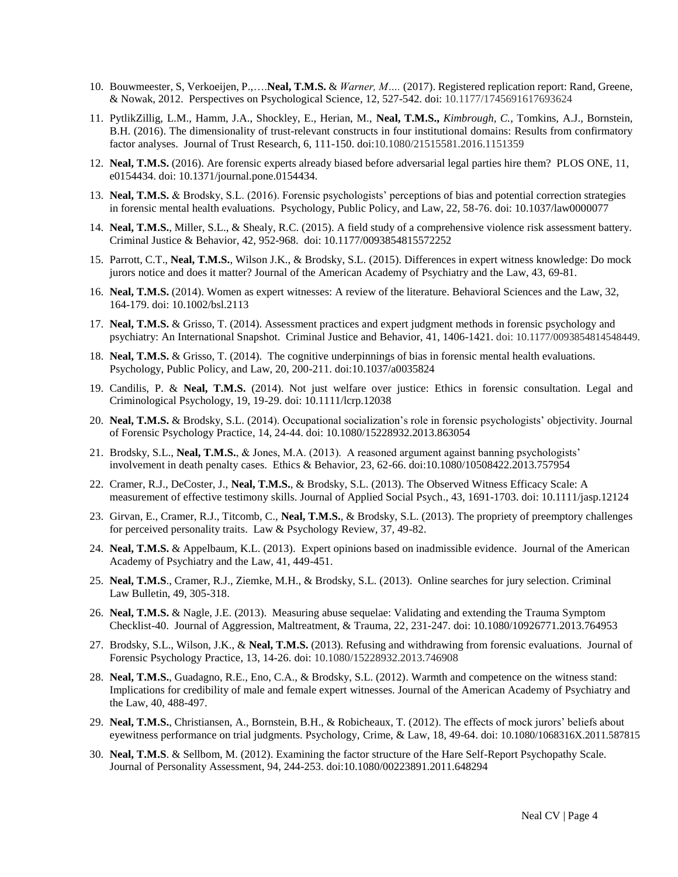10. Bouwmeester, S, Verkoeijen, P.,….**Neal, T.M.S.** & *Warner, M*…. (2017). Registered replication report: Rand, Greene, & Nowak, 2012. Perspectives on Psychological Science, 12, 527-542. doi: 10.1177/1745691617693624
11. PytlikZillig, L.M., Hamm, J.A., Shockley, E., Herian, M., **Neal, T.M.S.,** *Kimbrough, C.*, Tomkins, A.J., Bornstein, B.H. (2016). The dimensionality of trust-relevant constructs in four institutional domains: Results from confirmatory factor analyses. Journal of Trust Research, 6, 111-150. doi:10.1080/21515581.2016.1151359
12. **Neal, T.M.S.** (2016). Are forensic experts already biased before adversarial legal parties hire them? PLOS ONE, 11, e0154434. doi: 10.1371/journal.pone.0154434.
13. **Neal, T.M.S.** & Brodsky, S.L. (2016). Forensic psychologists' perceptions of bias and potential correction strategies in forensic mental health evaluations. Psychology, Public Policy, and Law, 22, 58-76. doi: 10.1037/law0000077
14. **Neal, T.M.S.**, Miller, S.L., & Shealy, R.C. (2015). A field study of a comprehensive violence risk assessment battery. Criminal Justice & Behavior, 42, 952-968. doi: 10.1177/0093854815572252
15. Parrott, C.T., **Neal, T.M.S.**, Wilson J.K., & Brodsky, S.L. (2015). Differences in expert witness knowledge: Do mock jurors notice and does it matter? Journal of the American Academy of Psychiatry and the Law, 43, 69-81.
16. **Neal, T.M.S.** (2014). Women as expert witnesses: A review of the literature. Behavioral Sciences and the Law, 32, 164-179. doi: 10.1002/bsl.2113
17. **Neal, T.M.S.** & Grisso, T. (2014). Assessment practices and expert judgment methods in forensic psychology and psychiatry: An International Snapshot. Criminal Justice and Behavior, 41, 1406-1421. doi: 10.1177/0093854814548449.
18. **Neal, T.M.S.** & Grisso, T. (2014). The cognitive underpinnings of bias in forensic mental health evaluations. Psychology, Public Policy, and Law, 20, 200-211. doi:10.1037/a0035824
19. Candilis, P. & **Neal, T.M.S.** (2014). Not just welfare over justice: Ethics in forensic consultation. Legal and Criminological Psychology, 19, 19-29. doi: 10.1111/lcrp.12038
20. **Neal, T.M.S.** & Brodsky, S.L. (2014). Occupational socialization's role in forensic psychologists' objectivity. Journal of Forensic Psychology Practice, 14, 24-44. doi: 10.1080/15228932.2013.863054
21. Brodsky, S.L., **Neal, T.M.S.**, & Jones, M.A. (2013). A reasoned argument against banning psychologists' involvement in death penalty cases. Ethics & Behavior, 23, 62-66. doi:10.1080/10508422.2013.757954
22. Cramer, R.J., DeCoster, J., **Neal, T.M.S.**, & Brodsky, S.L. (2013). The Observed Witness Efficacy Scale: A measurement of effective testimony skills. Journal of Applied Social Psych., 43, 1691-1703. doi: 10.1111/jasp.12124
23. Girvan, E., Cramer, R.J., Titcomb, C., **Neal, T.M.S.**, & Brodsky, S.L. (2013). The propriety of preemptory challenges for perceived personality traits. Law & Psychology Review, 37, 49-82.
24. **Neal, T.M.S.** & Appelbaum, K.L. (2013). Expert opinions based on inadmissible evidence. Journal of the American Academy of Psychiatry and the Law, 41, 449-451.
25. **Neal, T.M.S**., Cramer, R.J., Ziemke, M.H., & Brodsky, S.L. (2013). Online searches for jury selection. Criminal Law Bulletin, 49, 305-318.
26. **Neal, T.M.S.** & Nagle, J.E. (2013). Measuring abuse sequelae: Validating and extending the Trauma Symptom Checklist-40. Journal of Aggression, Maltreatment, & Trauma, 22, 231-247. doi: 10.1080/10926771.2013.764953
27. Brodsky, S.L., Wilson, J.K., & **Neal, T.M.S.** (2013). Refusing and withdrawing from forensic evaluations. Journal of Forensic Psychology Practice, 13, 14-26. doi: 10.1080/15228932.2013.746908
28. **Neal, T.M.S.**, Guadagno, R.E., Eno, C.A., & Brodsky, S.L. (2012). Warmth and competence on the witness stand: Implications for credibility of male and female expert witnesses. Journal of the American Academy of Psychiatry and the Law, 40, 488-497.
29. **Neal, T.M.S.**, Christiansen, A., Bornstein, B.H., & Robicheaux, T. (2012). The effects of mock jurors' beliefs about eyewitness performance on trial judgments. Psychology, Crime, & Law, 18, 49-64. doi: 10.1080/1068316X.2011.587815
30. **Neal, T.M.S**. & Sellbom, M. (2012). Examining the factor structure of the Hare Self-Report Psychopathy Scale. Journal of Personality Assessment, 94, 244-253. doi:10.1080/00223891.2011.648294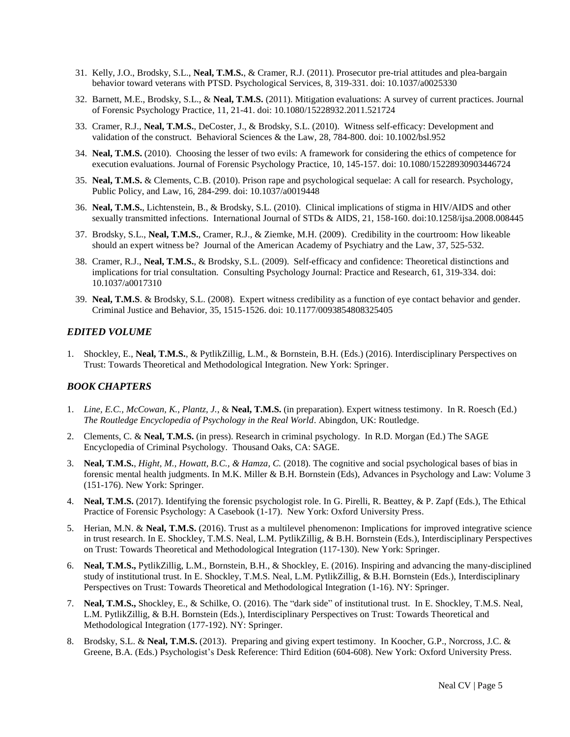31. Kelly, J.O., Brodsky, S.L., **Neal, T.M.S.**, & Cramer, R.J. (2011). Prosecutor pre-trial attitudes and plea-bargain behavior toward veterans with PTSD. Psychological Services, 8, 319-331. doi: 10.1037/a0025330

32. Barnett, M.E., Brodsky, S.L., & **Neal, T.M.S.** (2011). Mitigation evaluations: A survey of current practices. Journal of Forensic Psychology Practice, 11, 21-41. doi: 10.1080/15228932.2011.521724

33. Cramer, R.J., **Neal, T.M.S.**, DeCoster, J., & Brodsky, S.L. (2010). Witness self-efficacy: Development and validation of the construct. Behavioral Sciences & the Law, 28, 784-800. doi: 10.1002/bsl.952

34. **Neal, T.M.S.** (2010). Choosing the lesser of two evils: A framework for considering the ethics of competence for execution evaluations. Journal of Forensic Psychology Practice, 10, 145-157. doi: 10.1080/15228930903446724

35. **Neal, T.M.S.** & Clements, C.B. (2010). Prison rape and psychological sequelae: A call for research. Psychology, Public Policy, and Law, 16, 284-299. doi: 10.1037/a0019448

36. **Neal, T.M.S.**, Lichtenstein, B., & Brodsky, S.L. (2010). Clinical implications of stigma in HIV/AIDS and other sexually transmitted infections. International Journal of STDs & AIDS, 21, 158-160. doi:10.1258/ijsa.2008.008445

37. Brodsky, S.L., **Neal, T.M.S.**, Cramer, R.J., & Ziemke, M.H. (2009). Credibility in the courtroom: How likeable should an expert witness be? Journal of the American Academy of Psychiatry and the Law, 37, 525-532.

38. Cramer, R.J., **Neal, T.M.S.**, & Brodsky, S.L. (2009). Self-efficacy and confidence: Theoretical distinctions and implications for trial consultation. Consulting Psychology Journal: Practice and Research, 61, 319-334. doi: 10.1037/a0017310

39. **Neal, T.M.S**. & Brodsky, S.L. (2008). Expert witness credibility as a function of eye contact behavior and gender. Criminal Justice and Behavior, 35, 1515-1526. doi: 10.1177/0093854808325405

### *EDITED VOLUME*

1. Shockley, E., **Neal, T.M.S.**, & PytlikZillig, L.M., & Bornstein, B.H. (Eds.) (2016). Interdisciplinary Perspectives on Trust: Towards Theoretical and Methodological Integration. New York: Springer.

### *BOOK CHAPTERS*

1. *Line, E.C., McCowan, K., Plantz, J.*, & **Neal, T.M.S.** (in preparation). Expert witness testimony. In R. Roesch (Ed.) *The Routledge Encyclopedia of Psychology in the Real World*. Abingdon, UK: Routledge.

2. Clements, C. & **Neal, T.M.S.** (in press). Research in criminal psychology. In R.D. Morgan (Ed.) The SAGE Encyclopedia of Criminal Psychology. Thousand Oaks, CA: SAGE.

3. **Neal, T.M.S.**, *Hight, M., Howatt, B.C., & Hamza, C.* (2018). The cognitive and social psychological bases of bias in forensic mental health judgments. In M.K. Miller & B.H. Bornstein (Eds), Advances in Psychology and Law: Volume 3 (151-176). New York: Springer.

4. **Neal, T.M.S.** (2017). Identifying the forensic psychologist role. In G. Pirelli, R. Beattey, & P. Zapf (Eds.), The Ethical Practice of Forensic Psychology: A Casebook (1-17). New York: Oxford University Press.

5. Herian, M.N. & **Neal, T.M.S.** (2016). Trust as a multilevel phenomenon: Implications for improved integrative science in trust research. In E. Shockley, T.M.S. Neal, L.M. PytlikZillig, & B.H. Bornstein (Eds.), Interdisciplinary Perspectives on Trust: Towards Theoretical and Methodological Integration (117-130). New York: Springer.

6. **Neal, T.M.S.,** PytlikZillig, L.M., Bornstein, B.H., & Shockley, E. (2016). Inspiring and advancing the many-disciplined study of institutional trust. In E. Shockley, T.M.S. Neal, L.M. PytlikZillig, & B.H. Bornstein (Eds.), Interdisciplinary Perspectives on Trust: Towards Theoretical and Methodological Integration (1-16). NY: Springer.

7. **Neal, T.M.S.,** Shockley, E., & Schilke, O. (2016). The "dark side" of institutional trust. In E. Shockley, T.M.S. Neal, L.M. PytlikZillig, & B.H. Bornstein (Eds.), Interdisciplinary Perspectives on Trust: Towards Theoretical and Methodological Integration (177-192). NY: Springer.

8. Brodsky, S.L. & **Neal, T.M.S.** (2013). Preparing and giving expert testimony. In Koocher, G.P., Norcross, J.C. & Greene, B.A. (Eds.) Psychologist's Desk Reference: Third Edition (604-608). New York: Oxford University Press.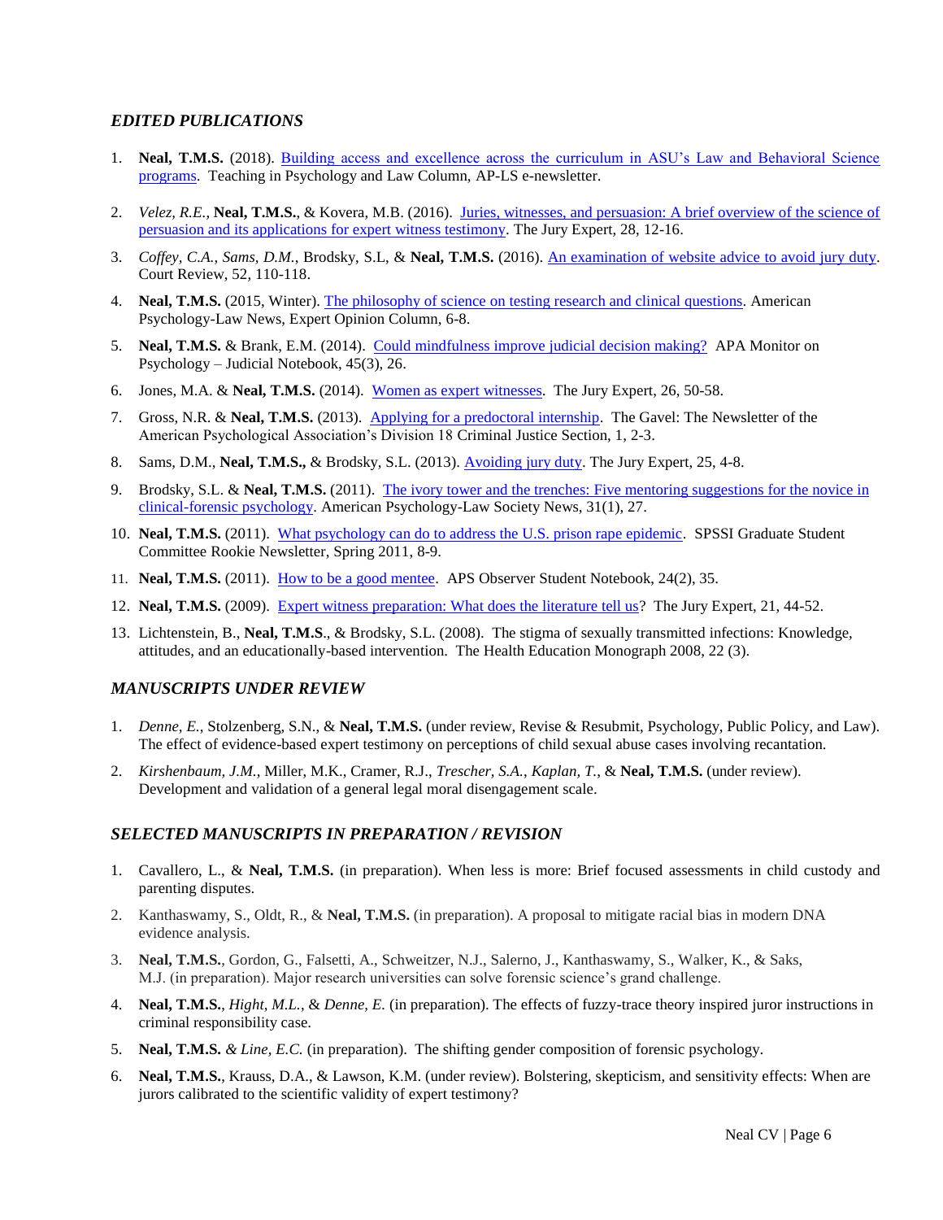### *EDITED PUBLICATIONS*

1. **Neal, T.M.S.** (2018). Building access and excellence across the curriculum in ASU's Law and Behavioral Science programs. Teaching in Psychology and Law Column, AP-LS e-newsletter.

2. *Velez, R.E.*, **Neal, T.M.S.**, & Kovera, M.B. (2016). Juries, witnesses, and persuasion: A brief overview of the science of persuasion and its applications for expert witness testimony. The Jury Expert, 28, 12-16.

3. *Coffey, C.A.*, *Sams, D.M.*, Brodsky, S.L, & **Neal, T.M.S.** (2016). An examination of website advice to avoid jury duty. Court Review, 52, 110-118.

4. **Neal, T.M.S.** (2015, Winter). The philosophy of science on testing research and clinical questions. American Psychology-Law News, Expert Opinion Column, 6-8.

5. **Neal, T.M.S.** & Brank, E.M. (2014). Could mindfulness improve judicial decision making? APA Monitor on Psychology – Judicial Notebook, 45(3), 26.

6. Jones, M.A. & **Neal, T.M.S.** (2014). Women as expert witnesses. The Jury Expert, 26, 50-58.

7. Gross, N.R. & **Neal, T.M.S.** (2013). Applying for a predoctoral internship. The Gavel: The Newsletter of the American Psychological Association's Division 18 Criminal Justice Section, 1, 2-3.

8. Sams, D.M., **Neal, T.M.S.,** & Brodsky, S.L. (2013). Avoiding jury duty. The Jury Expert, 25, 4-8.

9. Brodsky, S.L. & **Neal, T.M.S.** (2011). The ivory tower and the trenches: Five mentoring suggestions for the novice in clinical-forensic psychology. American Psychology-Law Society News, 31(1), 27.

10. **Neal, T.M.S.** (2011). What psychology can do to address the U.S. prison rape epidemic. SPSSI Graduate Student Committee Rookie Newsletter, Spring 2011, 8-9.

11. **Neal, T.M.S.** (2011). How to be a good mentee. APS Observer Student Notebook, 24(2), 35.

12. **Neal, T.M.S.** (2009). Expert witness preparation: What does the literature tell us? The Jury Expert, 21, 44-52.

13. Lichtenstein, B., **Neal, T.M.S**., & Brodsky, S.L. (2008). The stigma of sexually transmitted infections: Knowledge, attitudes, and an educationally-based intervention. The Health Education Monograph 2008, 22 (3).

### *MANUSCRIPTS UNDER REVIEW*

1. *Denne, E.*, Stolzenberg, S.N., & **Neal, T.M.S.** (under review, Revise & Resubmit, Psychology, Public Policy, and Law). The effect of evidence-based expert testimony on perceptions of child sexual abuse cases involving recantation.

2. *Kirshenbaum, J.M.*, Miller, M.K., Cramer, R.J., *Trescher, S.A.*, *Kaplan, T.*, & **Neal, T.M.S.** (under review). Development and validation of a general legal moral disengagement scale.

### *SELECTED MANUSCRIPTS IN PREPARATION / REVISION*

1. Cavallero, L., & **Neal, T.M.S.** (in preparation). When less is more: Brief focused assessments in child custody and parenting disputes.

2. Kanthaswamy, S., Oldt, R., & **Neal, T.M.S.** (in preparation). A proposal to mitigate racial bias in modern DNA evidence analysis.

3. **Neal, T.M.S.**, Gordon, G., Falsetti, A., Schweitzer, N.J., Salerno, J., Kanthaswamy, S., Walker, K., & Saks, M.J. (in preparation). Major research universities can solve forensic science's grand challenge.

4. **Neal, T.M.S.**, *Hight, M.L.*, & *Denne, E.* (in preparation). The effects of fuzzy-trace theory inspired juror instructions in criminal responsibility case.

5. **Neal, T.M.S.** *& Line, E.C.* (in preparation). The shifting gender composition of forensic psychology.

6. **Neal, T.M.S.**, Krauss, D.A., & Lawson, K.M. (under review). Bolstering, skepticism, and sensitivity effects: When are jurors calibrated to the scientific validity of expert testimony?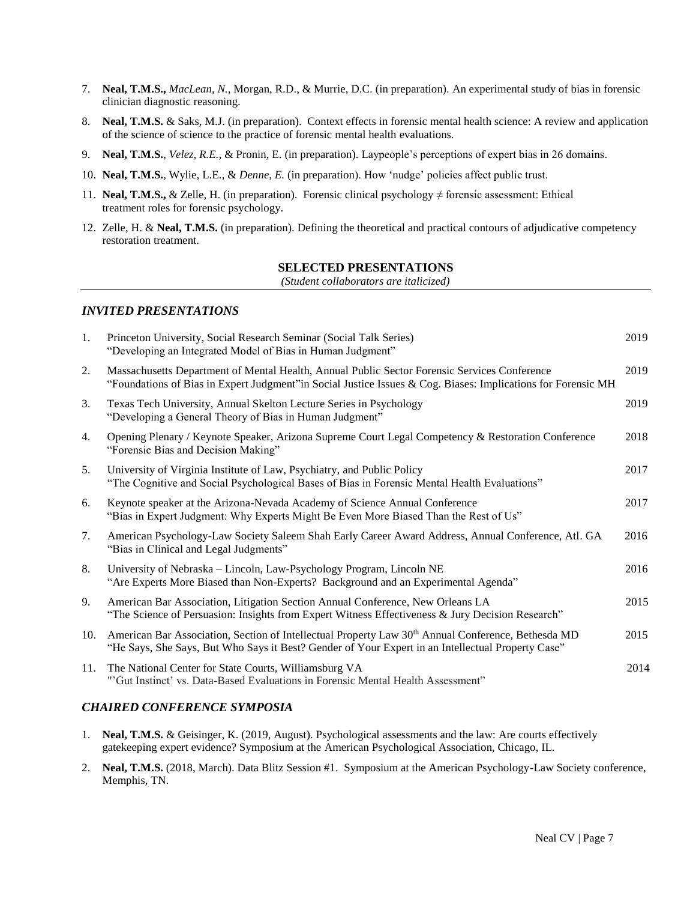7. **Neal, T.M.S.,** *MacLean, N.*, Morgan, R.D., & Murrie, D.C. (in preparation). An experimental study of bias in forensic clinician diagnostic reasoning.
8. **Neal, T.M.S.** & Saks, M.J. (in preparation). Context effects in forensic mental health science: A review and application of the science of science to the practice of forensic mental health evaluations.
9. **Neal, T.M.S.**, *Velez, R.E.*, & Pronin, E. (in preparation). Laypeople's perceptions of expert bias in 26 domains.
10. **Neal, T.M.S.**, Wylie, L.E., & *Denne, E.* (in preparation). How 'nudge' policies affect public trust.
11. **Neal, T.M.S.,** & Zelle, H. (in preparation). Forensic clinical psychology ≠ forensic assessment: Ethical treatment roles for forensic psychology.
12. Zelle, H. & **Neal, T.M.S.** (in preparation). Defining the theoretical and practical contours of adjudicative competency restoration treatment.

## SELECTED PRESENTATIONS

*(Student collaborators are italicized)*

### *INVITED PRESENTATIONS*

1. Princeton University, Social Research Seminar (Social Talk Series) — 2019
   "Developing an Integrated Model of Bias in Human Judgment"
2. Massachusetts Department of Mental Health, Annual Public Sector Forensic Services Conference — 2019
   "Foundations of Bias in Expert Judgment"in Social Justice Issues & Cog. Biases: Implications for Forensic MH
3. Texas Tech University, Annual Skelton Lecture Series in Psychology — 2019
   "Developing a General Theory of Bias in Human Judgment"
4. Opening Plenary / Keynote Speaker, Arizona Supreme Court Legal Competency & Restoration Conference — 2018
   "Forensic Bias and Decision Making"
5. University of Virginia Institute of Law, Psychiatry, and Public Policy — 2017
   "The Cognitive and Social Psychological Bases of Bias in Forensic Mental Health Evaluations"
6. Keynote speaker at the Arizona-Nevada Academy of Science Annual Conference — 2017
   "Bias in Expert Judgment: Why Experts Might Be Even More Biased Than the Rest of Us"
7. American Psychology-Law Society Saleem Shah Early Career Award Address, Annual Conference, Atl. GA — 2016
   "Bias in Clinical and Legal Judgments"
8. University of Nebraska – Lincoln, Law-Psychology Program, Lincoln NE — 2016
   "Are Experts More Biased than Non-Experts? Background and an Experimental Agenda"
9. American Bar Association, Litigation Section Annual Conference, New Orleans LA — 2015
   "The Science of Persuasion: Insights from Expert Witness Effectiveness & Jury Decision Research"
10. American Bar Association, Section of Intellectual Property Law 30th Annual Conference, Bethesda MD — 2015
    "He Says, She Says, But Who Says it Best? Gender of Your Expert in an Intellectual Property Case"
11. The National Center for State Courts, Williamsburg VA — 2014
    "'Gut Instinct' vs. Data-Based Evaluations in Forensic Mental Health Assessment"

### *CHAIRED CONFERENCE SYMPOSIA*

1. **Neal, T.M.S.** & Geisinger, K. (2019, August). Psychological assessments and the law: Are courts effectively gatekeeping expert evidence? Symposium at the American Psychological Association, Chicago, IL.
2. **Neal, T.M.S.** (2018, March). Data Blitz Session #1. Symposium at the American Psychology-Law Society conference, Memphis, TN.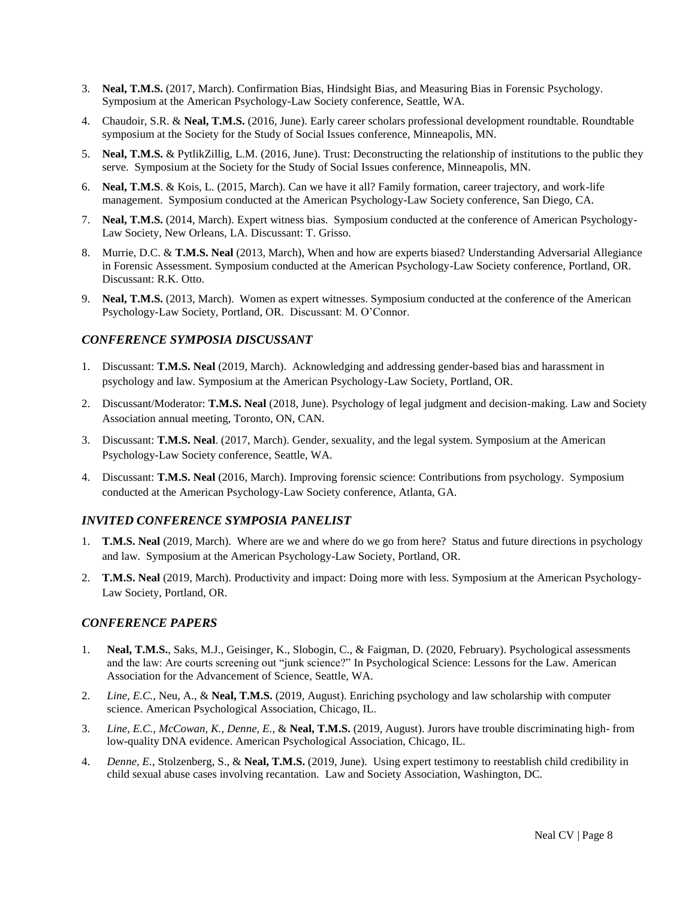3. **Neal, T.M.S.** (2017, March). Confirmation Bias, Hindsight Bias, and Measuring Bias in Forensic Psychology. Symposium at the American Psychology-Law Society conference, Seattle, WA.
4. Chaudoir, S.R. & **Neal, T.M.S.** (2016, June). Early career scholars professional development roundtable. Roundtable symposium at the Society for the Study of Social Issues conference, Minneapolis, MN.
5. **Neal, T.M.S.** & PytlikZillig, L.M. (2016, June). Trust: Deconstructing the relationship of institutions to the public they serve. Symposium at the Society for the Study of Social Issues conference, Minneapolis, MN.
6. **Neal, T.M.S**. & Kois, L. (2015, March). Can we have it all? Family formation, career trajectory, and work-life management. Symposium conducted at the American Psychology-Law Society conference, San Diego, CA.
7. **Neal, T.M.S.** (2014, March). Expert witness bias. Symposium conducted at the conference of American Psychology-Law Society, New Orleans, LA. Discussant: T. Grisso.
8. Murrie, D.C. & **T.M.S. Neal** (2013, March), When and how are experts biased? Understanding Adversarial Allegiance in Forensic Assessment. Symposium conducted at the American Psychology-Law Society conference, Portland, OR. Discussant: R.K. Otto.
9. **Neal, T.M.S.** (2013, March). Women as expert witnesses. Symposium conducted at the conference of the American Psychology-Law Society, Portland, OR. Discussant: M. O'Connor.

### *CONFERENCE SYMPOSIA DISCUSSANT*

1. Discussant: **T.M.S. Neal** (2019, March). Acknowledging and addressing gender-based bias and harassment in psychology and law. Symposium at the American Psychology-Law Society, Portland, OR.
2. Discussant/Moderator: **T.M.S. Neal** (2018, June). Psychology of legal judgment and decision-making. Law and Society Association annual meeting, Toronto, ON, CAN.
3. Discussant: **T.M.S. Neal**. (2017, March). Gender, sexuality, and the legal system. Symposium at the American Psychology-Law Society conference, Seattle, WA.
4. Discussant: **T.M.S. Neal** (2016, March). Improving forensic science: Contributions from psychology. Symposium conducted at the American Psychology-Law Society conference, Atlanta, GA.

### *INVITED CONFERENCE SYMPOSIA PANELIST*

1. **T.M.S. Neal** (2019, March). Where are we and where do we go from here? Status and future directions in psychology and law. Symposium at the American Psychology-Law Society, Portland, OR.
2. **T.M.S. Neal** (2019, March). Productivity and impact: Doing more with less. Symposium at the American Psychology-Law Society, Portland, OR.

### *CONFERENCE PAPERS*

1. **Neal, T.M.S.**, Saks, M.J., Geisinger, K., Slobogin, C., & Faigman, D. (2020, February). Psychological assessments and the law: Are courts screening out "junk science?" In Psychological Science: Lessons for the Law. American Association for the Advancement of Science, Seattle, WA.
2. *Line, E.C.*, Neu, A., & **Neal, T.M.S.** (2019, August). Enriching psychology and law scholarship with computer science. American Psychological Association, Chicago, IL.
3. *Line, E.C.*, *McCowan, K.*, *Denne, E.*, & **Neal, T.M.S.** (2019, August). Jurors have trouble discriminating high- from low-quality DNA evidence. American Psychological Association, Chicago, IL.
4. *Denne, E.*, Stolzenberg, S., & **Neal, T.M.S.** (2019, June). Using expert testimony to reestablish child credibility in child sexual abuse cases involving recantation. Law and Society Association, Washington, DC.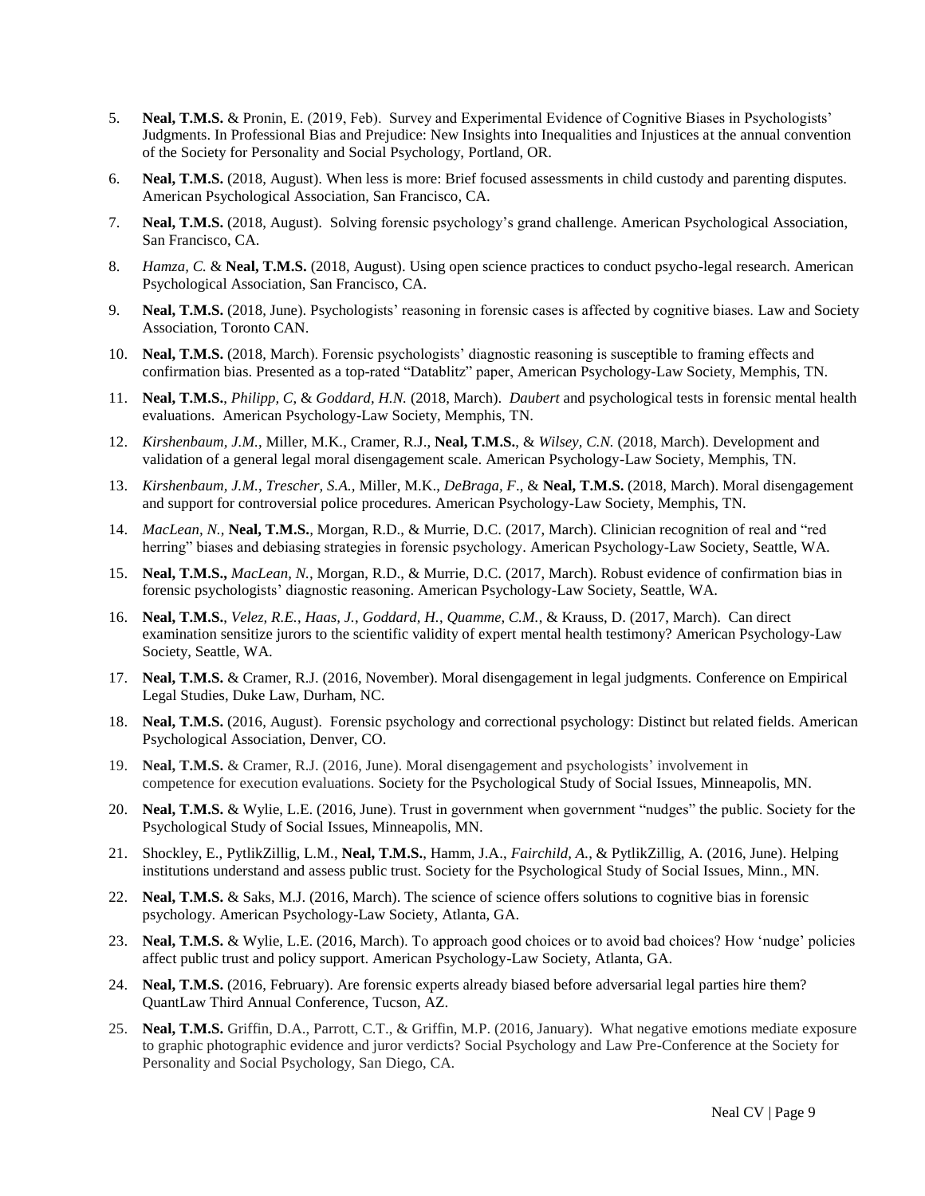5. **Neal, T.M.S.** & Pronin, E. (2019, Feb). Survey and Experimental Evidence of Cognitive Biases in Psychologists' Judgments. In Professional Bias and Prejudice: New Insights into Inequalities and Injustices at the annual convention of the Society for Personality and Social Psychology, Portland, OR.

6. **Neal, T.M.S.** (2018, August). When less is more: Brief focused assessments in child custody and parenting disputes. American Psychological Association, San Francisco, CA.

7. **Neal, T.M.S.** (2018, August). Solving forensic psychology's grand challenge. American Psychological Association, San Francisco, CA.

8. *Hamza, C.* & **Neal, T.M.S.** (2018, August). Using open science practices to conduct psycho-legal research. American Psychological Association, San Francisco, CA.

9. **Neal, T.M.S.** (2018, June). Psychologists' reasoning in forensic cases is affected by cognitive biases. Law and Society Association, Toronto CAN.

10. **Neal, T.M.S.** (2018, March). Forensic psychologists' diagnostic reasoning is susceptible to framing effects and confirmation bias. Presented as a top-rated "Datablitz" paper, American Psychology-Law Society, Memphis, TN.

11. **Neal, T.M.S.**, *Philipp, C,* & *Goddard, H.N.* (2018, March). *Daubert* and psychological tests in forensic mental health evaluations. American Psychology-Law Society, Memphis, TN.

12. *Kirshenbaum, J.M.*, Miller, M.K., Cramer, R.J., **Neal, T.M.S.**, & *Wilsey, C.N.* (2018, March). Development and validation of a general legal moral disengagement scale. American Psychology-Law Society, Memphis, TN.

13. *Kirshenbaum, J.M.*, *Trescher, S.A.*, Miller, M.K., *DeBraga, F.*, & **Neal, T.M.S.** (2018, March). Moral disengagement and support for controversial police procedures. American Psychology-Law Society, Memphis, TN.

14. *MacLean, N.*, **Neal, T.M.S.**, Morgan, R.D., & Murrie, D.C. (2017, March). Clinician recognition of real and "red herring" biases and debiasing strategies in forensic psychology. American Psychology-Law Society, Seattle, WA.

15. **Neal, T.M.S.,** *MacLean, N.*, Morgan, R.D., & Murrie, D.C. (2017, March). Robust evidence of confirmation bias in forensic psychologists' diagnostic reasoning. American Psychology-Law Society, Seattle, WA.

16. **Neal, T.M.S.**, *Velez, R.E.*, *Haas, J.*, *Goddard, H.*, *Quamme, C.M.*, & Krauss, D. (2017, March). Can direct examination sensitize jurors to the scientific validity of expert mental health testimony? American Psychology-Law Society, Seattle, WA.

17. **Neal, T.M.S.** & Cramer, R.J. (2016, November). Moral disengagement in legal judgments. Conference on Empirical Legal Studies, Duke Law, Durham, NC.

18. **Neal, T.M.S.** (2016, August). Forensic psychology and correctional psychology: Distinct but related fields. American Psychological Association, Denver, CO.

19. **Neal, T.M.S.** & Cramer, R.J. (2016, June). Moral disengagement and psychologists' involvement in competence for execution evaluations. Society for the Psychological Study of Social Issues, Minneapolis, MN.

20. **Neal, T.M.S.** & Wylie, L.E. (2016, June). Trust in government when government "nudges" the public. Society for the Psychological Study of Social Issues, Minneapolis, MN.

21. Shockley, E., PytlikZillig, L.M., **Neal, T.M.S.**, Hamm, J.A., *Fairchild, A.*, & PytlikZillig, A. (2016, June). Helping institutions understand and assess public trust. Society for the Psychological Study of Social Issues, Minn., MN.

22. **Neal, T.M.S.** & Saks, M.J. (2016, March). The science of science offers solutions to cognitive bias in forensic psychology. American Psychology-Law Society, Atlanta, GA.

23. **Neal, T.M.S.** & Wylie, L.E. (2016, March). To approach good choices or to avoid bad choices? How 'nudge' policies affect public trust and policy support. American Psychology-Law Society, Atlanta, GA.

24. **Neal, T.M.S.** (2016, February). Are forensic experts already biased before adversarial legal parties hire them? QuantLaw Third Annual Conference, Tucson, AZ.

25. **Neal, T.M.S.** Griffin, D.A., Parrott, C.T., & Griffin, M.P. (2016, January). What negative emotions mediate exposure to graphic photographic evidence and juror verdicts? Social Psychology and Law Pre-Conference at the Society for Personality and Social Psychology, San Diego, CA.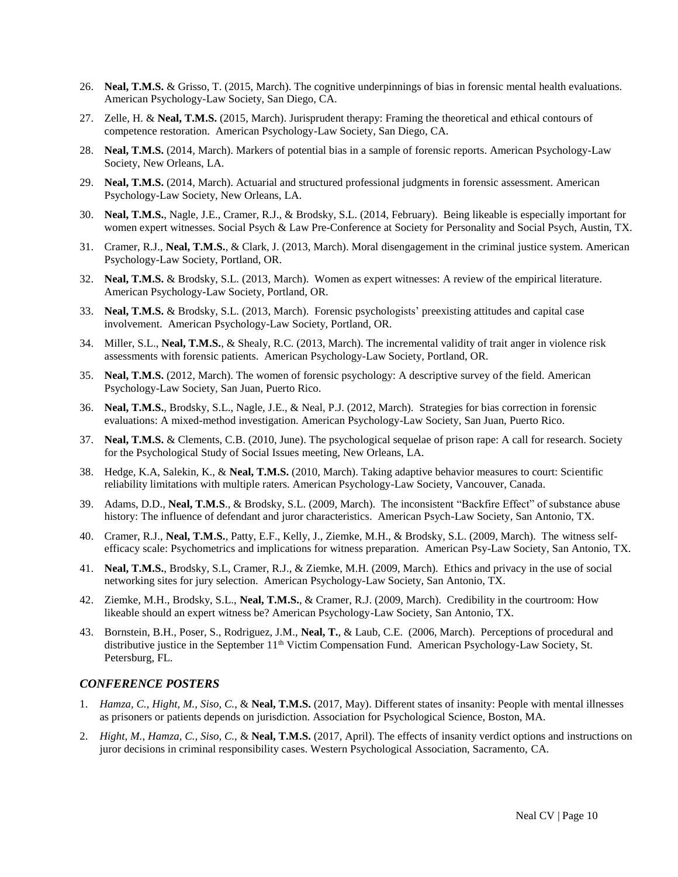26. **Neal, T.M.S.** & Grisso, T. (2015, March). The cognitive underpinnings of bias in forensic mental health evaluations. American Psychology-Law Society, San Diego, CA.

27. Zelle, H. & **Neal, T.M.S.** (2015, March). Jurisprudent therapy: Framing the theoretical and ethical contours of competence restoration. American Psychology-Law Society, San Diego, CA.

28. **Neal, T.M.S.** (2014, March). Markers of potential bias in a sample of forensic reports. American Psychology-Law Society, New Orleans, LA.

29. **Neal, T.M.S.** (2014, March). Actuarial and structured professional judgments in forensic assessment. American Psychology-Law Society, New Orleans, LA.

30. **Neal, T.M.S.**, Nagle, J.E., Cramer, R.J., & Brodsky, S.L. (2014, February). Being likeable is especially important for women expert witnesses. Social Psych & Law Pre-Conference at Society for Personality and Social Psych, Austin, TX.

31. Cramer, R.J., **Neal, T.M.S.**, & Clark, J. (2013, March). Moral disengagement in the criminal justice system. American Psychology-Law Society, Portland, OR.

32. **Neal, T.M.S.** & Brodsky, S.L. (2013, March). Women as expert witnesses: A review of the empirical literature. American Psychology-Law Society, Portland, OR.

33. **Neal, T.M.S.** & Brodsky, S.L. (2013, March). Forensic psychologists' preexisting attitudes and capital case involvement. American Psychology-Law Society, Portland, OR.

34. Miller, S.L., **Neal, T.M.S.**, & Shealy, R.C. (2013, March). The incremental validity of trait anger in violence risk assessments with forensic patients. American Psychology-Law Society, Portland, OR.

35. **Neal, T.M.S.** (2012, March). The women of forensic psychology: A descriptive survey of the field. American Psychology-Law Society, San Juan, Puerto Rico.

36. **Neal, T.M.S.**, Brodsky, S.L., Nagle, J.E., & Neal, P.J. (2012, March). Strategies for bias correction in forensic evaluations: A mixed-method investigation. American Psychology-Law Society, San Juan, Puerto Rico.

37. **Neal, T.M.S.** & Clements, C.B. (2010, June). The psychological sequelae of prison rape: A call for research. Society for the Psychological Study of Social Issues meeting, New Orleans, LA.

38. Hedge, K.A, Salekin, K., & **Neal, T.M.S.** (2010, March). Taking adaptive behavior measures to court: Scientific reliability limitations with multiple raters. American Psychology-Law Society, Vancouver, Canada.

39. Adams, D.D., **Neal, T.M.S**., & Brodsky, S.L. (2009, March). The inconsistent "Backfire Effect" of substance abuse history: The influence of defendant and juror characteristics. American Psych-Law Society, San Antonio, TX.

40. Cramer, R.J., **Neal, T.M.S.**, Patty, E.F., Kelly, J., Ziemke, M.H., & Brodsky, S.L. (2009, March). The witness self-efficacy scale: Psychometrics and implications for witness preparation. American Psy-Law Society, San Antonio, TX.

41. **Neal, T.M.S.**, Brodsky, S.L, Cramer, R.J., & Ziemke, M.H. (2009, March). Ethics and privacy in the use of social networking sites for jury selection. American Psychology-Law Society, San Antonio, TX.

42. Ziemke, M.H., Brodsky, S.L., **Neal, T.M.S.**, & Cramer, R.J. (2009, March). Credibility in the courtroom: How likeable should an expert witness be? American Psychology-Law Society, San Antonio, TX.

43. Bornstein, B.H., Poser, S., Rodriguez, J.M., **Neal, T.**, & Laub, C.E. (2006, March). Perceptions of procedural and distributive justice in the September 11th Victim Compensation Fund. American Psychology-Law Society, St. Petersburg, FL.

### *CONFERENCE POSTERS*

1. *Hamza, C., Hight, M., Siso, C.*, & **Neal, T.M.S.** (2017, May). Different states of insanity: People with mental illnesses as prisoners or patients depends on jurisdiction. Association for Psychological Science, Boston, MA.

2. *Hight, M., Hamza, C., Siso, C.*, & **Neal, T.M.S.** (2017, April). The effects of insanity verdict options and instructions on juror decisions in criminal responsibility cases. Western Psychological Association, Sacramento, CA.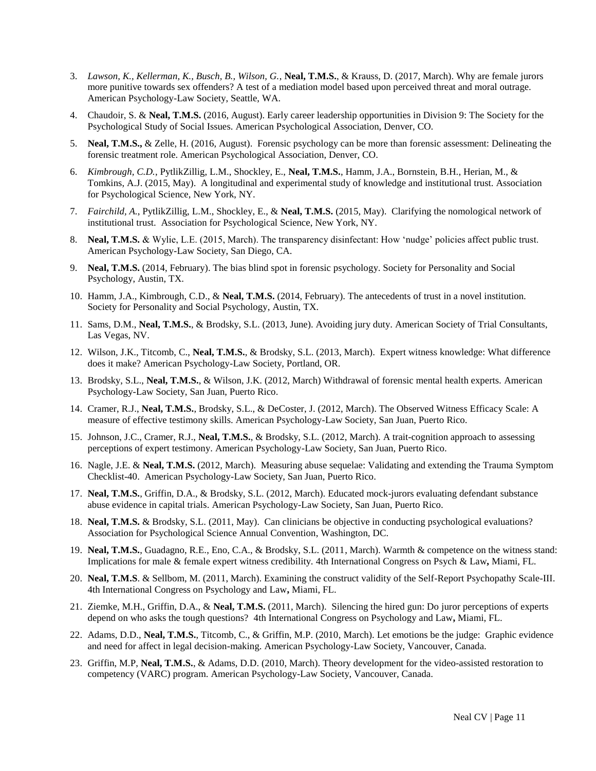3. *Lawson, K., Kellerman, K., Busch, B., Wilson, G.*, **Neal, T.M.S.**, & Krauss, D. (2017, March). Why are female jurors more punitive towards sex offenders? A test of a mediation model based upon perceived threat and moral outrage. American Psychology-Law Society, Seattle, WA.

4. Chaudoir, S. & **Neal, T.M.S.** (2016, August). Early career leadership opportunities in Division 9: The Society for the Psychological Study of Social Issues. American Psychological Association, Denver, CO.

5. **Neal, T.M.S.,** & Zelle, H. (2016, August). Forensic psychology can be more than forensic assessment: Delineating the forensic treatment role. American Psychological Association, Denver, CO.

6. *Kimbrough, C.D.*, PytlikZillig, L.M., Shockley, E., **Neal, T.M.S.**, Hamm, J.A., Bornstein, B.H., Herian, M., & Tomkins, A.J. (2015, May). A longitudinal and experimental study of knowledge and institutional trust. Association for Psychological Science, New York, NY.

7. *Fairchild, A.*, PytlikZillig, L.M., Shockley, E., & **Neal, T.M.S.** (2015, May). Clarifying the nomological network of institutional trust. Association for Psychological Science, New York, NY.

8. **Neal, T.M.S.** & Wylie, L.E. (2015, March). The transparency disinfectant: How 'nudge' policies affect public trust. American Psychology-Law Society, San Diego, CA.

9. **Neal, T.M.S.** (2014, February). The bias blind spot in forensic psychology. Society for Personality and Social Psychology, Austin, TX.

10. Hamm, J.A., Kimbrough, C.D., & **Neal, T.M.S.** (2014, February). The antecedents of trust in a novel institution. Society for Personality and Social Psychology, Austin, TX.

11. Sams, D.M., **Neal, T.M.S.**, & Brodsky, S.L. (2013, June). Avoiding jury duty. American Society of Trial Consultants, Las Vegas, NV.

12. Wilson, J.K., Titcomb, C., **Neal, T.M.S.**, & Brodsky, S.L. (2013, March). Expert witness knowledge: What difference does it make? American Psychology-Law Society, Portland, OR.

13. Brodsky, S.L., **Neal, T.M.S.**, & Wilson, J.K. (2012, March) Withdrawal of forensic mental health experts. American Psychology-Law Society, San Juan, Puerto Rico.

14. Cramer, R.J., **Neal, T.M.S.**, Brodsky, S.L., & DeCoster, J. (2012, March). The Observed Witness Efficacy Scale: A measure of effective testimony skills. American Psychology-Law Society, San Juan, Puerto Rico.

15. Johnson, J.C., Cramer, R.J., **Neal, T.M.S.**, & Brodsky, S.L. (2012, March). A trait-cognition approach to assessing perceptions of expert testimony. American Psychology-Law Society, San Juan, Puerto Rico.

16. Nagle, J.E. & **Neal, T.M.S.** (2012, March). Measuring abuse sequelae: Validating and extending the Trauma Symptom Checklist-40. American Psychology-Law Society, San Juan, Puerto Rico.

17. **Neal, T.M.S.**, Griffin, D.A., & Brodsky, S.L. (2012, March). Educated mock-jurors evaluating defendant substance abuse evidence in capital trials. American Psychology-Law Society, San Juan, Puerto Rico.

18. **Neal, T.M.S.** & Brodsky, S.L. (2011, May). Can clinicians be objective in conducting psychological evaluations? Association for Psychological Science Annual Convention, Washington, DC.

19. **Neal, T.M.S.**, Guadagno, R.E., Eno, C.A., & Brodsky, S.L. (2011, March). Warmth & competence on the witness stand: Implications for male & female expert witness credibility. 4th International Congress on Psych & Law**,** Miami, FL.

20. **Neal, T.M.S**. & Sellbom, M. (2011, March). Examining the construct validity of the Self-Report Psychopathy Scale-III. 4th International Congress on Psychology and Law**,** Miami, FL.

21. Ziemke, M.H., Griffin, D.A., & **Neal, T.M.S.** (2011, March). Silencing the hired gun: Do juror perceptions of experts depend on who asks the tough questions? 4th International Congress on Psychology and Law**,** Miami, FL.

22. Adams, D.D., **Neal, T.M.S.**, Titcomb, C., & Griffin, M.P. (2010, March). Let emotions be the judge: Graphic evidence and need for affect in legal decision-making. American Psychology-Law Society, Vancouver, Canada.

23. Griffin, M.P, **Neal, T.M.S.**, & Adams, D.D. (2010, March). Theory development for the video-assisted restoration to competency (VARC) program. American Psychology-Law Society, Vancouver, Canada.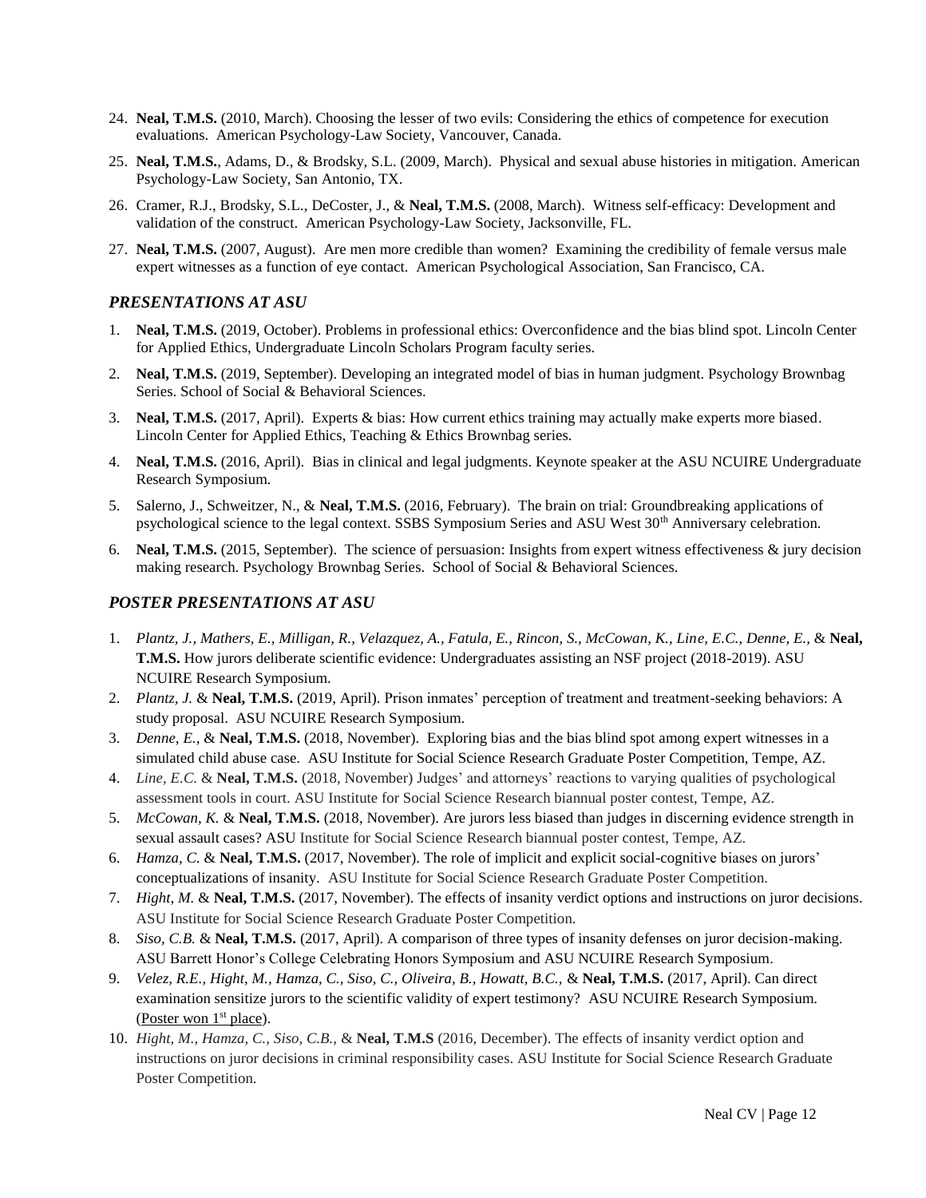24. **Neal, T.M.S.** (2010, March). Choosing the lesser of two evils: Considering the ethics of competence for execution evaluations. American Psychology-Law Society, Vancouver, Canada.
25. **Neal, T.M.S.**, Adams, D., & Brodsky, S.L. (2009, March). Physical and sexual abuse histories in mitigation. American Psychology-Law Society, San Antonio, TX.
26. Cramer, R.J., Brodsky, S.L., DeCoster, J., & **Neal, T.M.S.** (2008, March). Witness self-efficacy: Development and validation of the construct. American Psychology-Law Society, Jacksonville, FL.
27. **Neal, T.M.S.** (2007, August). Are men more credible than women? Examining the credibility of female versus male expert witnesses as a function of eye contact. American Psychological Association, San Francisco, CA.

### *PRESENTATIONS AT ASU*

1. **Neal, T.M.S.** (2019, October). Problems in professional ethics: Overconfidence and the bias blind spot. Lincoln Center for Applied Ethics, Undergraduate Lincoln Scholars Program faculty series.
2. **Neal, T.M.S.** (2019, September). Developing an integrated model of bias in human judgment. Psychology Brownbag Series. School of Social & Behavioral Sciences.
3. **Neal, T.M.S.** (2017, April). Experts & bias: How current ethics training may actually make experts more biased. Lincoln Center for Applied Ethics, Teaching & Ethics Brownbag series.
4. **Neal, T.M.S.** (2016, April). Bias in clinical and legal judgments. Keynote speaker at the ASU NCUIRE Undergraduate Research Symposium.
5. Salerno, J., Schweitzer, N., & **Neal, T.M.S.** (2016, February). The brain on trial: Groundbreaking applications of psychological science to the legal context. SSBS Symposium Series and ASU West 30th Anniversary celebration.
6. **Neal, T.M.S.** (2015, September). The science of persuasion: Insights from expert witness effectiveness & jury decision making research. Psychology Brownbag Series. School of Social & Behavioral Sciences.

### *POSTER PRESENTATIONS AT ASU*

1. *Plantz, J., Mathers, E., Milligan, R., Velazquez, A., Fatula, E., Rincon, S., McCowan, K., Line, E.C., Denne, E.,* & **Neal, T.M.S.** How jurors deliberate scientific evidence: Undergraduates assisting an NSF project (2018-2019). ASU NCUIRE Research Symposium.
2. *Plantz, J.* & **Neal, T.M.S.** (2019, April). Prison inmates' perception of treatment and treatment-seeking behaviors: A study proposal. ASU NCUIRE Research Symposium.
3. *Denne, E.*, & **Neal, T.M.S.** (2018, November). Exploring bias and the bias blind spot among expert witnesses in a simulated child abuse case. ASU Institute for Social Science Research Graduate Poster Competition, Tempe, AZ.
4. *Line, E.C.* & **Neal, T.M.S.** (2018, November) Judges' and attorneys' reactions to varying qualities of psychological assessment tools in court. ASU Institute for Social Science Research biannual poster contest, Tempe, AZ.
5. *McCowan, K.* & **Neal, T.M.S.** (2018, November). Are jurors less biased than judges in discerning evidence strength in sexual assault cases? ASU Institute for Social Science Research biannual poster contest, Tempe, AZ.
6. *Hamza, C.* & **Neal, T.M.S.** (2017, November). The role of implicit and explicit social-cognitive biases on jurors' conceptualizations of insanity. ASU Institute for Social Science Research Graduate Poster Competition.
7. *Hight, M.* & **Neal, T.M.S.** (2017, November). The effects of insanity verdict options and instructions on juror decisions. ASU Institute for Social Science Research Graduate Poster Competition.
8. *Siso, C.B.* & **Neal, T.M.S.** (2017, April). A comparison of three types of insanity defenses on juror decision-making. ASU Barrett Honor's College Celebrating Honors Symposium and ASU NCUIRE Research Symposium.
9. *Velez, R.E., Hight, M., Hamza, C., Siso, C., Oliveira, B., Howatt, B.C.,* & **Neal, T.M.S.** (2017, April). Can direct examination sensitize jurors to the scientific validity of expert testimony? ASU NCUIRE Research Symposium. (Poster won 1st place).
10. *Hight, M., Hamza, C., Siso, C.B.,* & **Neal, T.M.S** (2016, December). The effects of insanity verdict option and instructions on juror decisions in criminal responsibility cases. ASU Institute for Social Science Research Graduate Poster Competition.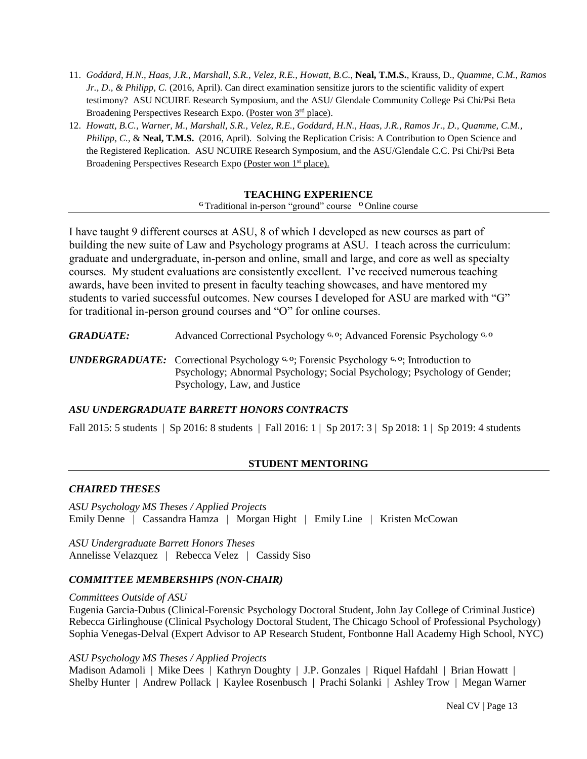11. *Goddard, H.N., Haas, J.R., Marshall, S.R., Velez, R.E., Howatt, B.C.,* **Neal, T.M.S.**, Krauss, D., *Quamme, C.M., Ramos Jr., D., & Philipp, C.* (2016, April). Can direct examination sensitize jurors to the scientific validity of expert testimony? ASU NCUIRE Research Symposium, and the ASU/ Glendale Community College Psi Chi/Psi Beta Broadening Perspectives Research Expo. (<u>Poster won 3rd place</u>).
12. *Howatt, B.C., Warner, M., Marshall, S.R., Velez, R.E., Goddard, H.N., Haas, J.R., Ramos Jr., D., Quamme, C.M., Philipp, C.,* & **Neal, T.M.S.** (2016, April). Solving the Replication Crisis: A Contribution to Open Science and the Registered Replication. ASU NCUIRE Research Symposium, and the ASU/Glendale C.C. Psi Chi/Psi Beta Broadening Perspectives Research Expo <u>(Poster won 1st place).</u>

## TEACHING EXPERIENCE

**G** Traditional in-person "ground" course **O** Online course

I have taught 9 different courses at ASU, 8 of which I developed as new courses as part of building the new suite of Law and Psychology programs at ASU. I teach across the curriculum: graduate and undergraduate, in-person and online, small and large, and core as well as specialty courses. My student evaluations are consistently excellent. I've received numerous teaching awards, have been invited to present in faculty teaching showcases, and have mentored my students to varied successful outcomes. New courses I developed for ASU are marked with "G" for traditional in-person ground courses and "O" for online courses.

***GRADUATE:*** Advanced Correctional Psychology [G, O]; Advanced Forensic Psychology [G, O]

***UNDERGRADUATE:*** Correctional Psychology [G, O]; Forensic Psychology [G, O]; Introduction to Psychology; Abnormal Psychology; Social Psychology; Psychology of Gender; Psychology, Law, and Justice

### *ASU UNDERGRADUATE BARRETT HONORS CONTRACTS*

Fall 2015: 5 students | Sp 2016: 8 students | Fall 2016: 1 | Sp 2017: 3 | Sp 2018: 1 | Sp 2019: 4 students

## STUDENT MENTORING

### *CHAIRED THESES*

*ASU Psychology MS Theses / Applied Projects*
Emily Denne | Cassandra Hamza | Morgan Hight | Emily Line | Kristen McCowan

*ASU Undergraduate Barrett Honors Theses*
Annelisse Velazquez | Rebecca Velez | Cassidy Siso

### *COMMITTEE MEMBERSHIPS (NON-CHAIR)*

*Committees Outside of ASU*
Eugenia Garcia-Dubus (Clinical-Forensic Psychology Doctoral Student, John Jay College of Criminal Justice)
Rebecca Girlinghouse (Clinical Psychology Doctoral Student, The Chicago School of Professional Psychology)
Sophia Venegas-Delval (Expert Advisor to AP Research Student, Fontbonne Hall Academy High School, NYC)

*ASU Psychology MS Theses / Applied Projects*
Madison Adamoli | Mike Dees | Kathryn Doughty | J.P. Gonzales | Riquel Hafdahl | Brian Howatt | Shelby Hunter | Andrew Pollack | Kaylee Rosenbusch | Prachi Solanki | Ashley Trow | Megan Warner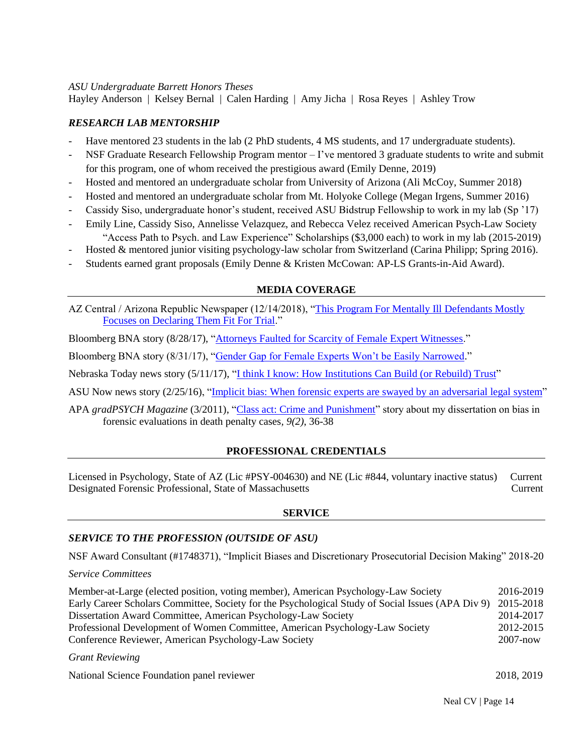*ASU Undergraduate Barrett Honors Theses*

Hayley Anderson | Kelsey Bernal | Calen Harding | Amy Jicha | Rosa Reyes | Ashley Trow

### *RESEARCH LAB MENTORSHIP*

- Have mentored 23 students in the lab (2 PhD students, 4 MS students, and 17 undergraduate students).
- NSF Graduate Research Fellowship Program mentor – I've mentored 3 graduate students to write and submit for this program, one of whom received the prestigious award (Emily Denne, 2019)
- Hosted and mentored an undergraduate scholar from University of Arizona (Ali McCoy, Summer 2018)
- Hosted and mentored an undergraduate scholar from Mt. Holyoke College (Megan Irgens, Summer 2016)
- Cassidy Siso, undergraduate honor's student, received ASU Bidstrup Fellowship to work in my lab (Sp '17)
- Emily Line, Cassidy Siso, Annelisse Velazquez, and Rebecca Velez received American Psych-Law Society "Access Path to Psych. and Law Experience" Scholarships ($3,000 each) to work in my lab (2015-2019)
- Hosted & mentored junior visiting psychology-law scholar from Switzerland (Carina Philipp; Spring 2016).
- Students earned grant proposals (Emily Denne & Kristen McCowan: AP-LS Grants-in-Aid Award).

## MEDIA COVERAGE

AZ Central / Arizona Republic Newspaper (12/14/2018), "This Program For Mentally Ill Defendants Mostly Focuses on Declaring Them Fit For Trial."

Bloomberg BNA story (8/28/17), "Attorneys Faulted for Scarcity of Female Expert Witnesses."

Bloomberg BNA story (8/31/17), "Gender Gap for Female Experts Won't be Easily Narrowed."

Nebraska Today news story (5/11/17), "I think I know: How Institutions Can Build (or Rebuild) Trust"

ASU Now news story (2/25/16), "Implicit bias: When forensic experts are swayed by an adversarial legal system"

APA *gradPSYCH Magazine* (3/2011), "Class act: Crime and Punishment" story about my dissertation on bias in forensic evaluations in death penalty cases, *9(2)*, 36-38

## PROFESSIONAL CREDENTIALS

| | |
|---|---|
| Licensed in Psychology, State of AZ (Lic #PSY-004630) and NE (Lic #844, voluntary inactive status) | Current |
| Designated Forensic Professional, State of Massachusetts | Current |

## SERVICE

### *SERVICE TO THE PROFESSION (OUTSIDE OF ASU)*

NSF Award Consultant (#1748371), "Implicit Biases and Discretionary Prosecutorial Decision Making" 2018-20

*Service Committees*

| | |
|---|---|
| Member-at-Large (elected position, voting member), American Psychology-Law Society | 2016-2019 |
| Early Career Scholars Committee, Society for the Psychological Study of Social Issues (APA Div 9) | 2015-2018 |
| Dissertation Award Committee, American Psychology-Law Society | 2014-2017 |
| Professional Development of Women Committee, American Psychology-Law Society | 2012-2015 |
| Conference Reviewer, American Psychology-Law Society | 2007-now |

*Grant Reviewing*

| | |
|---|---|
| National Science Foundation panel reviewer | 2018, 2019 |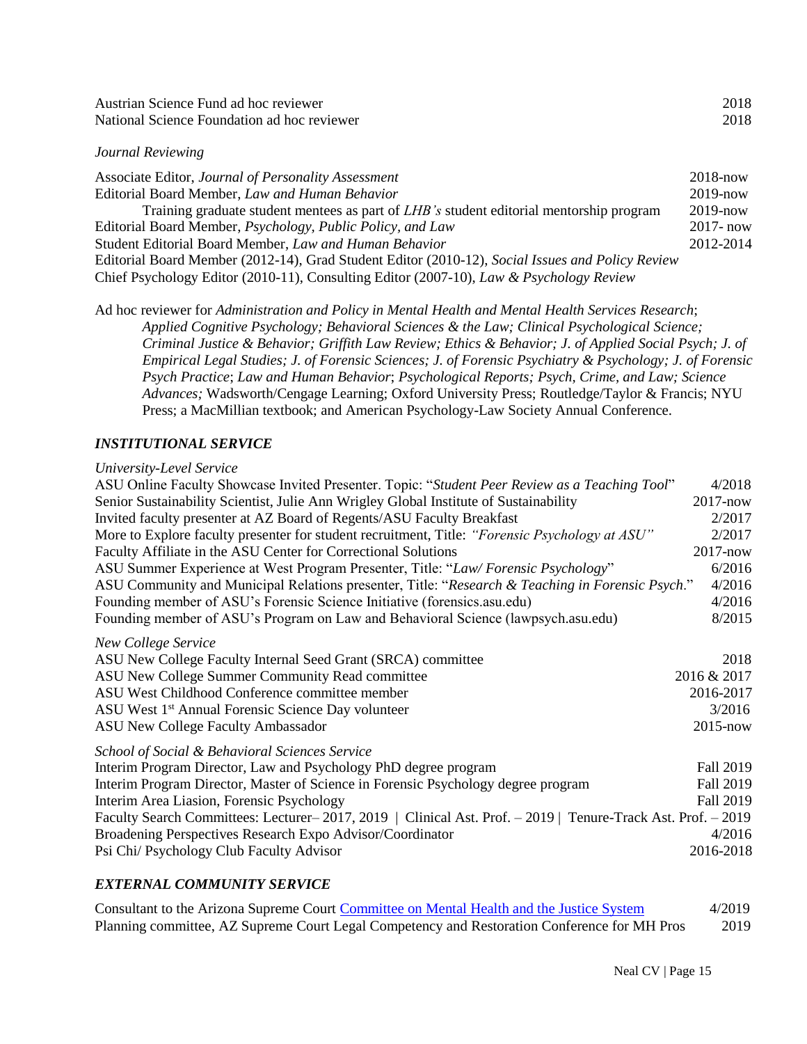Austrian Science Fund ad hoc reviewer 2018
National Science Foundation ad hoc reviewer 2018

*Journal Reviewing*

Associate Editor, *Journal of Personality Assessment* 2018-now
Editorial Board Member, *Law and Human Behavior* 2019-now
    Training graduate student mentees as part of *LHB's* student editorial mentorship program 2019-now
Editorial Board Member, *Psychology, Public Policy, and Law* 2017- now
Student Editorial Board Member, *Law and Human Behavior* 2012-2014
Editorial Board Member (2012-14), Grad Student Editor (2010-12), *Social Issues and Policy Review*
Chief Psychology Editor (2010-11), Consulting Editor (2007-10), *Law & Psychology Review*

Ad hoc reviewer for *Administration and Policy in Mental Health and Mental Health Services Research*; *Applied Cognitive Psychology; Behavioral Sciences & the Law; Clinical Psychological Science; Criminal Justice & Behavior; Griffith Law Review; Ethics & Behavior; J. of Applied Social Psych; J. of Empirical Legal Studies; J. of Forensic Sciences; J. of Forensic Psychiatry & Psychology; J. of Forensic Psych Practice*; *Law and Human Behavior*; *Psychological Reports; Psych, Crime, and Law; Science Advances;* Wadsworth/Cengage Learning; Oxford University Press; Routledge/Taylor & Francis; NYU Press; a MacMillian textbook; and American Psychology-Law Society Annual Conference.

## *INSTITUTIONAL SERVICE*

*University-Level Service*

ASU Online Faculty Showcase Invited Presenter. Topic: "*Student Peer Review as a Teaching Tool*" 4/2018
Senior Sustainability Scientist, Julie Ann Wrigley Global Institute of Sustainability 2017-now
Invited faculty presenter at AZ Board of Regents/ASU Faculty Breakfast 2/2017
More to Explore faculty presenter for student recruitment, Title: *"Forensic Psychology at ASU"* 2/2017
Faculty Affiliate in the ASU Center for Correctional Solutions 2017-now
ASU Summer Experience at West Program Presenter, Title: "*Law/ Forensic Psychology*" 6/2016
ASU Community and Municipal Relations presenter, Title: "*Research & Teaching in Forensic Psych*." 4/2016
Founding member of ASU's Forensic Science Initiative (forensics.asu.edu) 4/2016
Founding member of ASU's Program on Law and Behavioral Science (lawpsych.asu.edu) 8/2015

*New College Service*

ASU New College Faculty Internal Seed Grant (SRCA) committee 2018
ASU New College Summer Community Read committee 2016 & 2017
ASU West Childhood Conference committee member 2016-2017
ASU West 1st Annual Forensic Science Day volunteer 3/2016
ASU New College Faculty Ambassador 2015-now

*School of Social & Behavioral Sciences Service*

Interim Program Director, Law and Psychology PhD degree program Fall 2019
Interim Program Director, Master of Science in Forensic Psychology degree program Fall 2019
Interim Area Liasion, Forensic Psychology Fall 2019
Faculty Search Committees: Lecturer– 2017, 2019 | Clinical Ast. Prof. – 2019 | Tenure-Track Ast. Prof. – 2019
Broadening Perspectives Research Expo Advisor/Coordinator 4/2016
Psi Chi/ Psychology Club Faculty Advisor 2016-2018

## *EXTERNAL COMMUNITY SERVICE*

Consultant to the Arizona Supreme Court Committee on Mental Health and the Justice System 4/2019
Planning committee, AZ Supreme Court Legal Competency and Restoration Conference for MH Pros 2019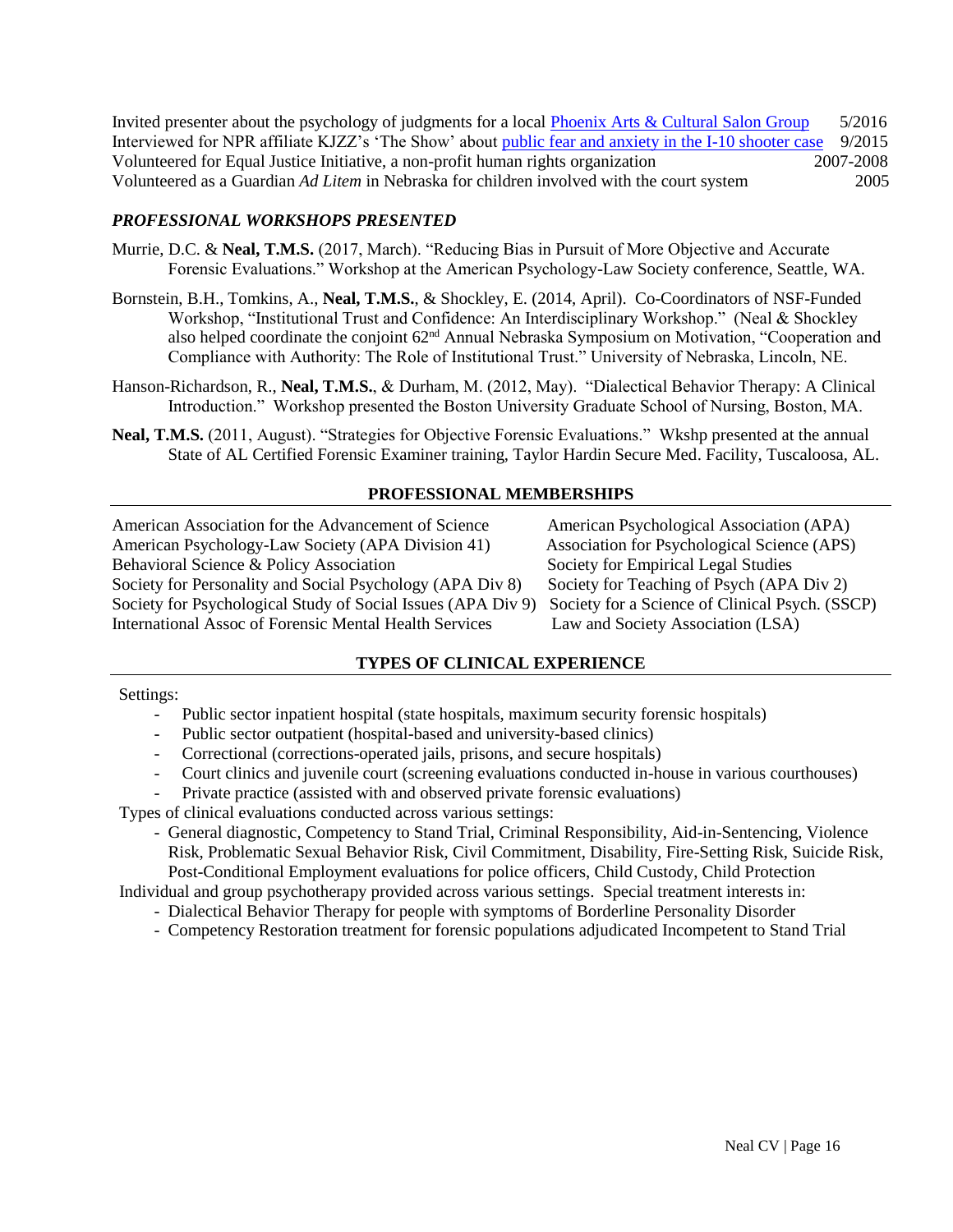Invited presenter about the psychology of judgments for a local [Phoenix Arts & Cultural Salon Group] 5/2016
Interviewed for NPR affiliate KJZZ's 'The Show' about [public fear and anxiety in the I-10 shooter case] 9/2015
Volunteered for Equal Justice Initiative, a non-profit human rights organization 2007-2008
Volunteered as a Guardian *Ad Litem* in Nebraska for children involved with the court system 2005

### *PROFESSIONAL WORKSHOPS PRESENTED*

Murrie, D.C. & **Neal, T.M.S.** (2017, March). "Reducing Bias in Pursuit of More Objective and Accurate Forensic Evaluations." Workshop at the American Psychology-Law Society conference, Seattle, WA.

Bornstein, B.H., Tomkins, A., **Neal, T.M.S.**, & Shockley, E. (2014, April). Co-Coordinators of NSF-Funded Workshop, "Institutional Trust and Confidence: An Interdisciplinary Workshop." (Neal & Shockley also helped coordinate the conjoint 62nd Annual Nebraska Symposium on Motivation, "Cooperation and Compliance with Authority: The Role of Institutional Trust." University of Nebraska, Lincoln, NE.

Hanson-Richardson, R., **Neal, T.M.S.**, & Durham, M. (2012, May). "Dialectical Behavior Therapy: A Clinical Introduction." Workshop presented the Boston University Graduate School of Nursing, Boston, MA.

**Neal, T.M.S.** (2011, August). "Strategies for Objective Forensic Evaluations." Wkshp presented at the annual State of AL Certified Forensic Examiner training, Taylor Hardin Secure Med. Facility, Tuscaloosa, AL.

## PROFESSIONAL MEMBERSHIPS

American Association for the Advancement of Science
American Psychological Association (APA)
American Psychology-Law Society (APA Division 41)
Association for Psychological Science (APS)
Behavioral Science & Policy Association
Society for Empirical Legal Studies
Society for Personality and Social Psychology (APA Div 8)
Society for Teaching of Psych (APA Div 2)
Society for Psychological Study of Social Issues (APA Div 9)
Society for a Science of Clinical Psych. (SSCP)
International Assoc of Forensic Mental Health Services
Law and Society Association (LSA)

## TYPES OF CLINICAL EXPERIENCE

Settings:

- Public sector inpatient hospital (state hospitals, maximum security forensic hospitals)
- Public sector outpatient (hospital-based and university-based clinics)
- Correctional (corrections-operated jails, prisons, and secure hospitals)
- Court clinics and juvenile court (screening evaluations conducted in-house in various courthouses)
- Private practice (assisted with and observed private forensic evaluations)

Types of clinical evaluations conducted across various settings:

- General diagnostic, Competency to Stand Trial, Criminal Responsibility, Aid-in-Sentencing, Violence Risk, Problematic Sexual Behavior Risk, Civil Commitment, Disability, Fire-Setting Risk, Suicide Risk, Post-Conditional Employment evaluations for police officers, Child Custody, Child Protection

Individual and group psychotherapy provided across various settings. Special treatment interests in:

- Dialectical Behavior Therapy for people with symptoms of Borderline Personality Disorder
- Competency Restoration treatment for forensic populations adjudicated Incompetent to Stand Trial